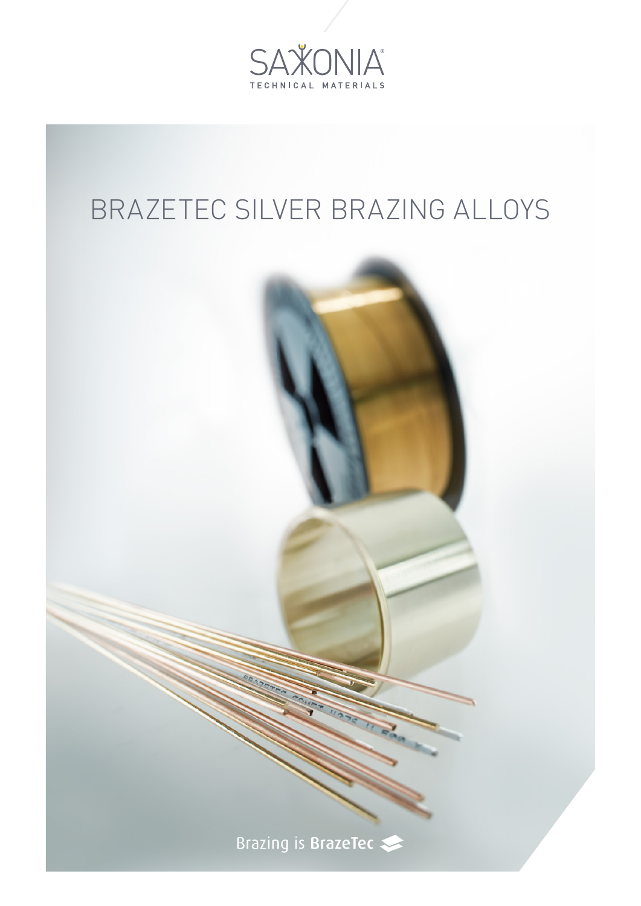SAXONIA®
TECHNICAL MATERIALS

# BRAZETEC SILVER BRAZING ALLOYS

Brazing is BrazeTec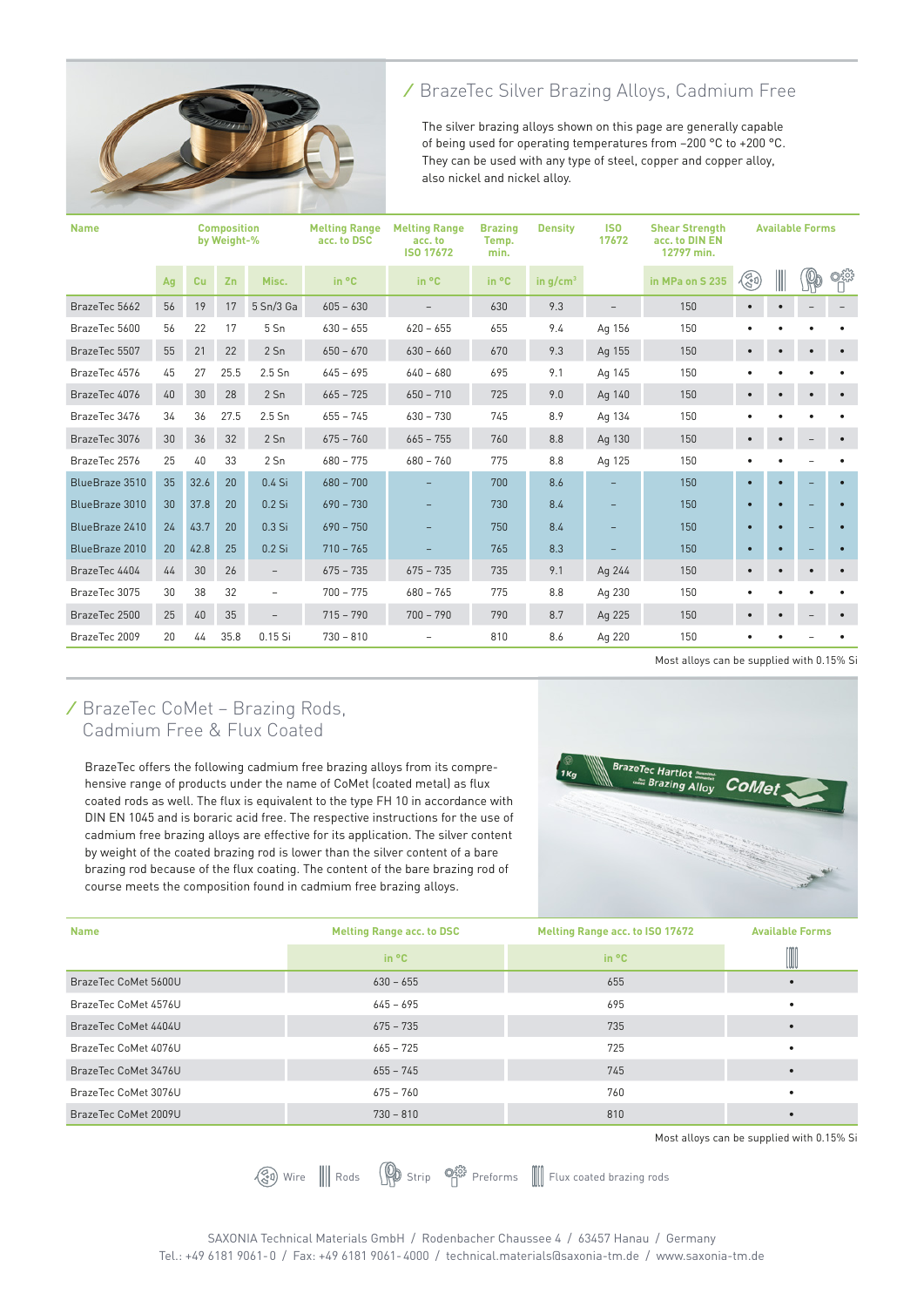## / BrazeTec Silver Brazing Alloys, Cadmium Free

The silver brazing alloys shown on this page are generally capable of being used for operating temperatures from –200 °C to +200 °C. They can be used with any type of steel, copper and copper alloy, also nickel and nickel alloy.

| Name | Composition by Weight-% | | | | Melting Range acc. to DSC | Melting Range acc. to ISO 17672 | Brazing Temp. min. | Density | ISO 17672 | Shear Strength acc. to DIN EN 12797 min. | Available Forms | | | |
|---|---|---|---|---|---|---|---|---|---|---|---|---|---|---|
| | Ag | Cu | Zn | Misc. | in °C | in °C | in °C | in g/cm³ | | in MPa on S 235 | Wire | Rods | Strip | Preforms |
| BrazeTec 5662 | 56 | 19 | 17 | 5 Sn/3 Ga | 605 – 630 | – | 630 | 9.3 | – | 150 | • | • | – | – |
| BrazeTec 5600 | 56 | 22 | 17 | 5 Sn | 630 – 655 | 620 – 655 | 655 | 9.4 | Ag 156 | 150 | • | • | • | • |
| BrazeTec 5507 | 55 | 21 | 22 | 2 Sn | 650 – 670 | 630 – 660 | 670 | 9.3 | Ag 155 | 150 | • | • | • | • |
| BrazeTec 4576 | 45 | 27 | 25.5 | 2.5 Sn | 645 – 695 | 640 – 680 | 695 | 9.1 | Ag 145 | 150 | • | • | • | • |
| BrazeTec 4076 | 40 | 30 | 28 | 2 Sn | 665 – 725 | 650 – 710 | 725 | 9.0 | Ag 140 | 150 | • | • | • | • |
| BrazeTec 3476 | 34 | 36 | 27.5 | 2.5 Sn | 655 – 745 | 630 – 730 | 745 | 8.9 | Ag 134 | 150 | • | • | • | • |
| BrazeTec 3076 | 30 | 36 | 32 | 2 Sn | 675 – 760 | 665 – 755 | 760 | 8.8 | Ag 130 | 150 | • | • | – | • |
| BrazeTec 2576 | 25 | 40 | 33 | 2 Sn | 680 – 775 | 680 – 760 | 775 | 8.8 | Ag 125 | 150 | • | • | – | • |
| BlueBraze 3510 | 35 | 32.6 | 20 | 0.4 Si | 680 – 700 | – | 700 | 8.6 | – | 150 | • | • | – | • |
| BlueBraze 3010 | 30 | 37.8 | 20 | 0.2 Si | 690 – 730 | – | 730 | 8.4 | – | 150 | • | • | – | • |
| BlueBraze 2410 | 24 | 43.7 | 20 | 0.3 Si | 690 – 750 | – | 750 | 8.4 | – | 150 | • | • | – | • |
| BlueBraze 2010 | 20 | 42.8 | 25 | 0.2 Si | 710 – 765 | – | 765 | 8.3 | – | 150 | • | • | – | • |
| BrazeTec 4404 | 44 | 30 | 26 | – | 675 – 735 | 675 – 735 | 735 | 9.1 | Ag 244 | 150 | • | • | • | • |
| BrazeTec 3075 | 30 | 38 | 32 | – | 700 – 775 | 680 – 765 | 775 | 8.8 | Ag 230 | 150 | • | • | • | • |
| BrazeTec 2500 | 25 | 40 | 35 | – | 715 – 790 | 700 – 790 | 790 | 8.7 | Ag 225 | 150 | • | • | – | • |
| BrazeTec 2009 | 20 | 44 | 35.8 | 0.15 Si | 730 – 810 | – | 810 | 8.6 | Ag 220 | 150 | • | • | – | • |

Most alloys can be supplied with 0.15% Si

## / BrazeTec CoMet – Brazing Rods, Cadmium Free & Flux Coated

BrazeTec offers the following cadmium free brazing alloys from its comprehensive range of products under the name of CoMet (coated metal) as flux coated rods as well. The flux is equivalent to the type FH 10 in accordance with DIN EN 1045 and is boraric acid free. The respective instructions for the use of cadmium free brazing alloys are effective for its application. The silver content by weight of the coated brazing rod is lower than the silver content of a bare brazing rod because of the flux coating. The content of the bare brazing rod of course meets the composition found in cadmium free brazing alloys.

| Name | Melting Range acc. to DSC | Melting Range acc. to ISO 17672 | Available Forms |
|---|---|---|---|
| | in °C | in °C | Flux coated brazing rods |
| BrazeTec CoMet 5600U | 630 – 655 | 655 | • |
| BrazeTec CoMet 4576U | 645 – 695 | 695 | • |
| BrazeTec CoMet 4404U | 675 – 735 | 735 | • |
| BrazeTec CoMet 4076U | 665 – 725 | 725 | • |
| BrazeTec CoMet 3476U | 655 – 745 | 745 | • |
| BrazeTec CoMet 3076U | 675 – 760 | 760 | • |
| BrazeTec CoMet 2009U | 730 – 810 | 810 | • |

Most alloys can be supplied with 0.15% Si

Wire / Rods / Strip / Preforms / Flux coated brazing rods

SAXONIA Technical Materials GmbH / Rodenbacher Chaussee 4 / 63457 Hanau / Germany
Tel.: +49 6181 9061-0 / Fax: +49 6181 9061-4000 / technical.materials@saxonia-tm.de / www.saxonia-tm.de